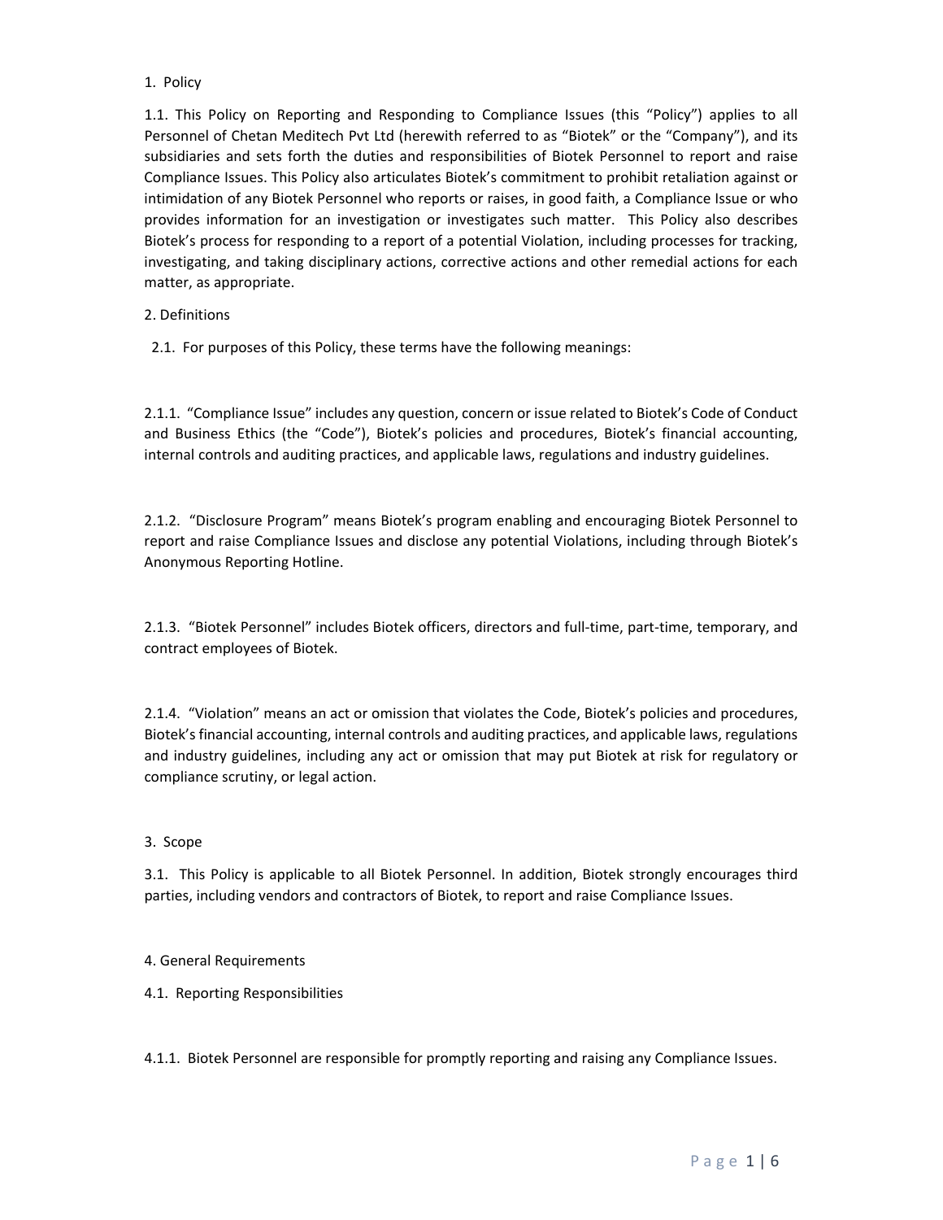## 1. Policy

1.1. This Policy on Reporting and Responding to Compliance Issues (this “Policy”) applies to all Personnel of Chetan Meditech Pvt Ltd (herewith referred to as “Biotek” or the “Company”), and its subsidiaries and sets forth the duties and responsibilities of Biotek Personnel to report and raise Compliance Issues. This Policy also articulates Biotek’s commitment to prohibit retaliation against or intimidation of any Biotek Personnel who reports or raises, in good faith, a Compliance Issue or who provides information for an investigation or investigates such matter. This Policy also describes Biotek’s process for responding to a report of a potential Violation, including processes for tracking, investigating, and taking disciplinary actions, corrective actions and other remedial actions for each matter, as appropriate.

## 2. Definitions

2.1. For purposes of this Policy, these terms have the following meanings:

2.1.1. “Compliance Issue” includes any question, concern or issue related to Biotek’s Code of Conduct and Business Ethics (the “Code”), Biotek’s policies and procedures, Biotek’s financial accounting, internal controls and auditing practices, and applicable laws, regulations and industry guidelines.

2.1.2. “Disclosure Program” means Biotek’s program enabling and encouraging Biotek Personnel to report and raise Compliance Issues and disclose any potential Violations, including through Biotek’s Anonymous Reporting Hotline.

2.1.3. “Biotek Personnel” includes Biotek officers, directors and full-time, part-time, temporary, and contract employees of Biotek.

2.1.4. “Violation” means an act or omission that violates the Code, Biotek’s policies and procedures, Biotek’s financial accounting, internal controls and auditing practices, and applicable laws, regulations and industry guidelines, including any act or omission that may put Biotek at risk for regulatory or compliance scrutiny, or legal action.

## 3. Scope

3.1. This Policy is applicable to all Biotek Personnel. In addition, Biotek strongly encourages third parties, including vendors and contractors of Biotek, to report and raise Compliance Issues.

## 4. General Requirements

### 4.1. Reporting Responsibilities

4.1.1. Biotek Personnel are responsible for promptly reporting and raising any Compliance Issues.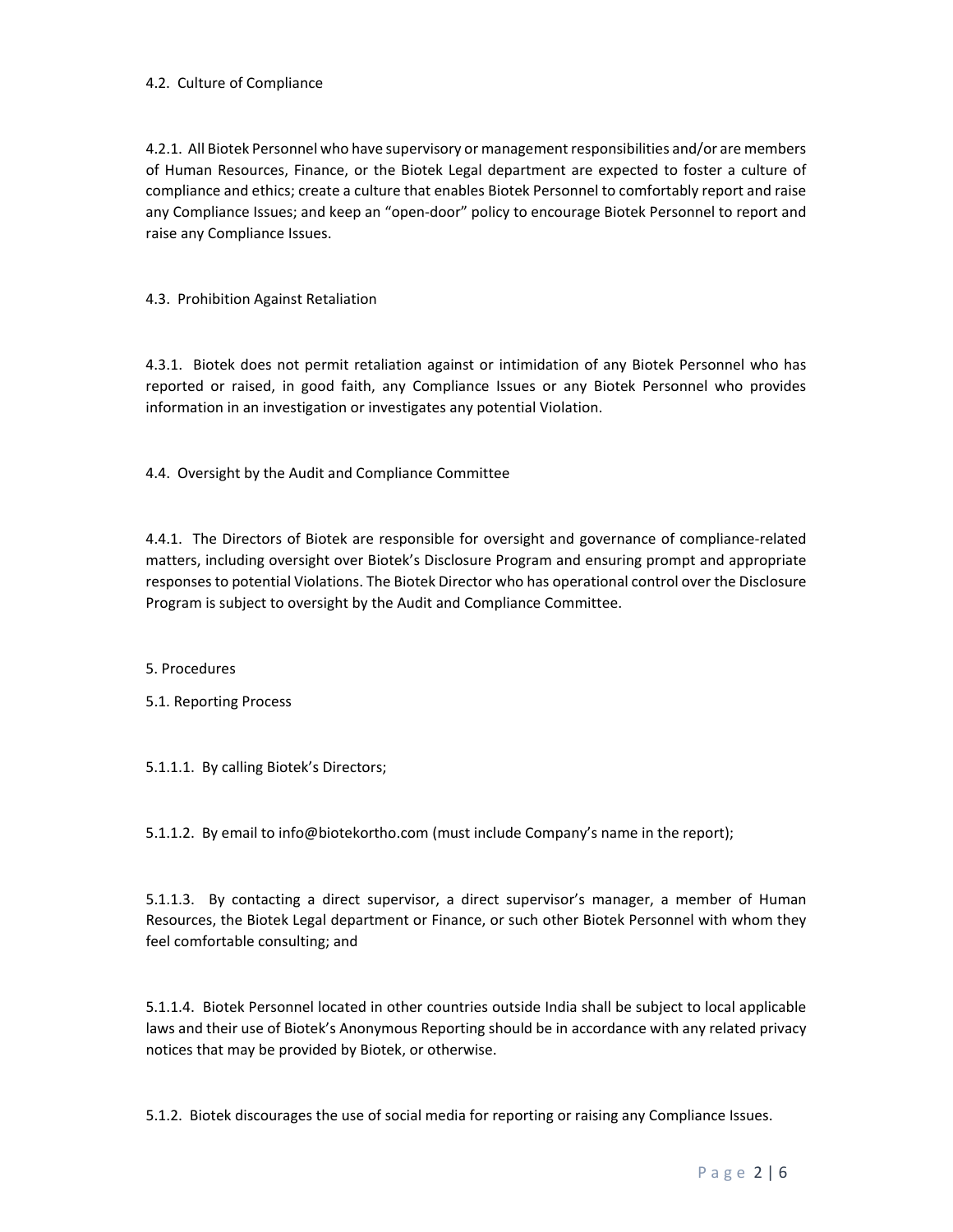### 4.2. Culture of Compliance

4.2.1. All Biotek Personnel who have supervisory or management responsibilities and/or are members of Human Resources, Finance, or the Biotek Legal department are expected to foster a culture of compliance and ethics; create a culture that enables Biotek Personnel to comfortably report and raise any Compliance Issues; and keep an "open-door" policy to encourage Biotek Personnel to report and raise any Compliance Issues.

### 4.3. Prohibition Against Retaliation

4.3.1. Biotek does not permit retaliation against or intimidation of any Biotek Personnel who has reported or raised, in good faith, any Compliance Issues or any Biotek Personnel who provides information in an investigation or investigates any potential Violation.

### 4.4. Oversight by the Audit and Compliance Committee

4.4.1. The Directors of Biotek are responsible for oversight and governance of compliance-related matters, including oversight over Biotek's Disclosure Program and ensuring prompt and appropriate responses to potential Violations. The Biotek Director who has operational control over the Disclosure Program is subject to oversight by the Audit and Compliance Committee.

## 5. Procedures

### 5.1. Reporting Process

5.1.1.1. By calling Biotek's Directors;

5.1.1.2. By email to info@biotekortho.com (must include Company's name in the report);

5.1.1.3. By contacting a direct supervisor, a direct supervisor's manager, a member of Human Resources, the Biotek Legal department or Finance, or such other Biotek Personnel with whom they feel comfortable consulting; and

5.1.1.4. Biotek Personnel located in other countries outside India shall be subject to local applicable laws and their use of Biotek's Anonymous Reporting should be in accordance with any related privacy notices that may be provided by Biotek, or otherwise.

5.1.2. Biotek discourages the use of social media for reporting or raising any Compliance Issues.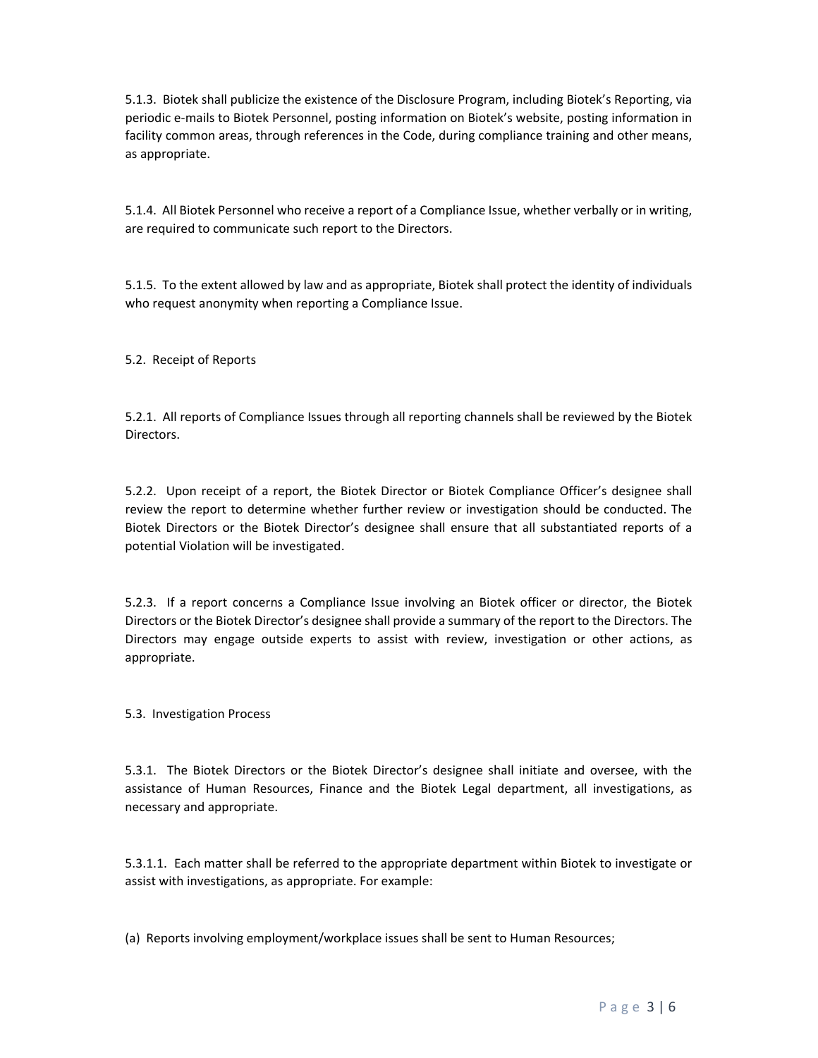5.1.3. Biotek shall publicize the existence of the Disclosure Program, including Biotek's Reporting, via periodic e-mails to Biotek Personnel, posting information on Biotek's website, posting information in facility common areas, through references in the Code, during compliance training and other means, as appropriate.

5.1.4. All Biotek Personnel who receive a report of a Compliance Issue, whether verbally or in writing, are required to communicate such report to the Directors.

5.1.5. To the extent allowed by law and as appropriate, Biotek shall protect the identity of individuals who request anonymity when reporting a Compliance Issue.

5.2. Receipt of Reports

5.2.1. All reports of Compliance Issues through all reporting channels shall be reviewed by the Biotek Directors.

5.2.2. Upon receipt of a report, the Biotek Director or Biotek Compliance Officer's designee shall review the report to determine whether further review or investigation should be conducted. The Biotek Directors or the Biotek Director's designee shall ensure that all substantiated reports of a potential Violation will be investigated.

5.2.3. If a report concerns a Compliance Issue involving an Biotek officer or director, the Biotek Directors or the Biotek Director's designee shall provide a summary of the report to the Directors. The Directors may engage outside experts to assist with review, investigation or other actions, as appropriate.

5.3. Investigation Process

5.3.1. The Biotek Directors or the Biotek Director's designee shall initiate and oversee, with the assistance of Human Resources, Finance and the Biotek Legal department, all investigations, as necessary and appropriate.

5.3.1.1. Each matter shall be referred to the appropriate department within Biotek to investigate or assist with investigations, as appropriate. For example:

(a) Reports involving employment/workplace issues shall be sent to Human Resources;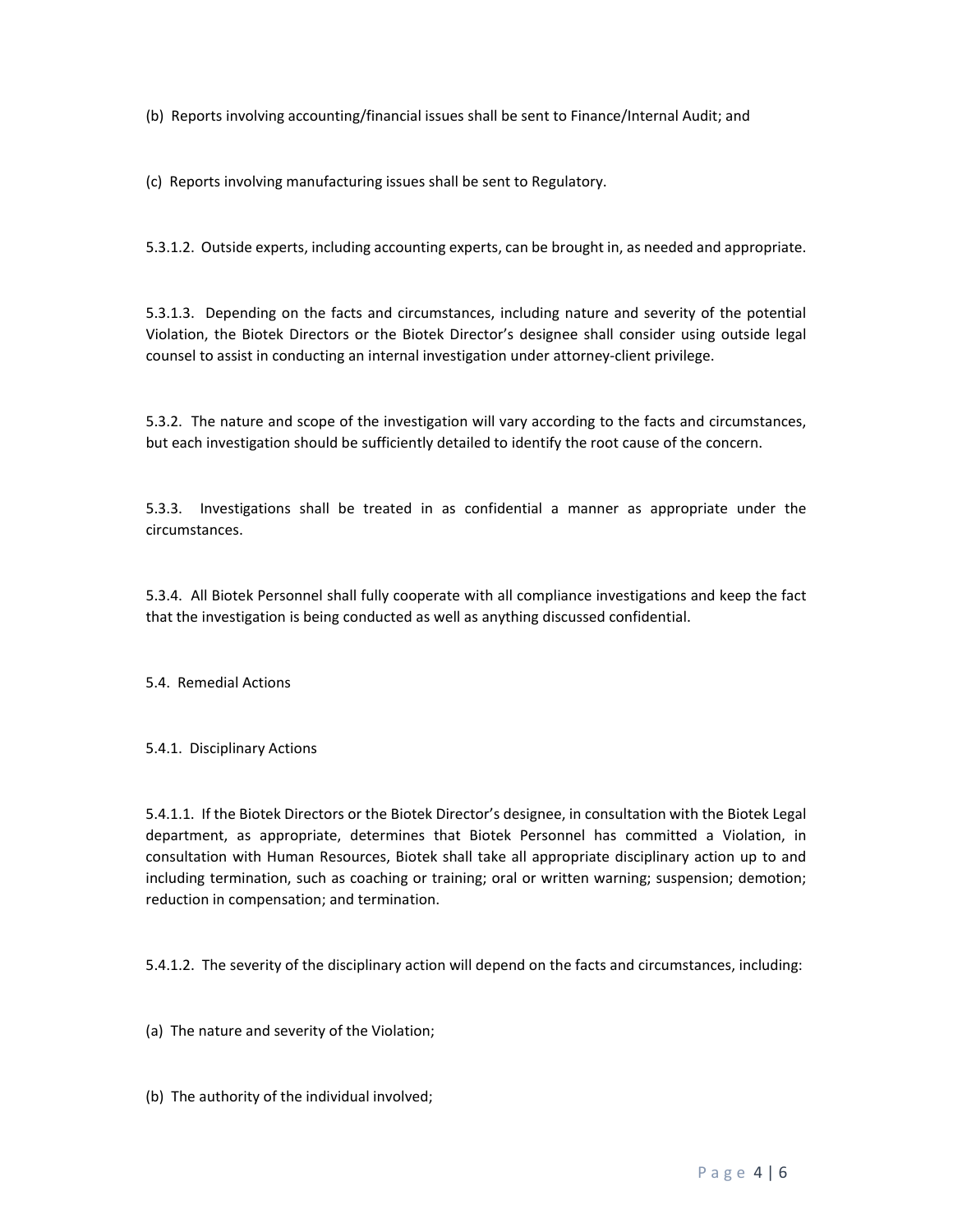(b) Reports involving accounting/financial issues shall be sent to Finance/Internal Audit; and

(c) Reports involving manufacturing issues shall be sent to Regulatory.

5.3.1.2. Outside experts, including accounting experts, can be brought in, as needed and appropriate.

5.3.1.3. Depending on the facts and circumstances, including nature and severity of the potential Violation, the Biotek Directors or the Biotek Director's designee shall consider using outside legal counsel to assist in conducting an internal investigation under attorney-client privilege.

5.3.2. The nature and scope of the investigation will vary according to the facts and circumstances, but each investigation should be sufficiently detailed to identify the root cause of the concern.

5.3.3. Investigations shall be treated in as confidential a manner as appropriate under the circumstances.

5.3.4. All Biotek Personnel shall fully cooperate with all compliance investigations and keep the fact that the investigation is being conducted as well as anything discussed confidential.

5.4. Remedial Actions

5.4.1. Disciplinary Actions

5.4.1.1. If the Biotek Directors or the Biotek Director's designee, in consultation with the Biotek Legal department, as appropriate, determines that Biotek Personnel has committed a Violation, in consultation with Human Resources, Biotek shall take all appropriate disciplinary action up to and including termination, such as coaching or training; oral or written warning; suspension; demotion; reduction in compensation; and termination.

5.4.1.2. The severity of the disciplinary action will depend on the facts and circumstances, including:

(a) The nature and severity of the Violation;

(b) The authority of the individual involved;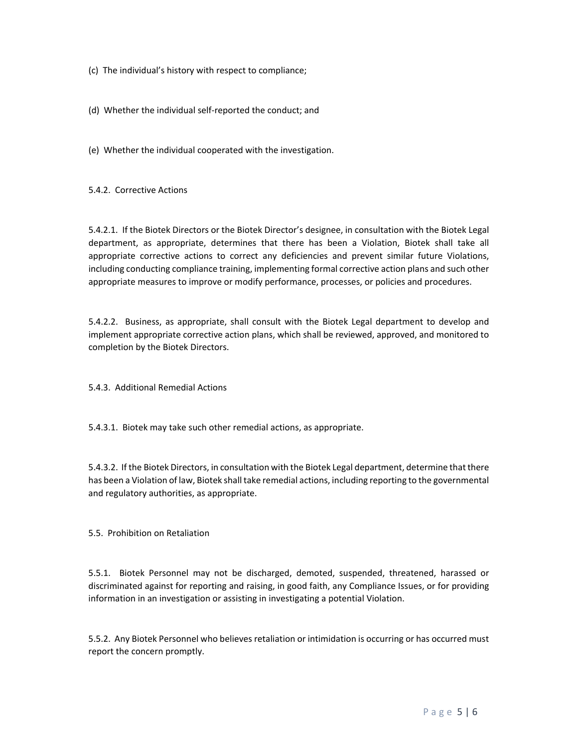(c) The individual's history with respect to compliance;

(d) Whether the individual self-reported the conduct; and

(e) Whether the individual cooperated with the investigation.

5.4.2. Corrective Actions

5.4.2.1. If the Biotek Directors or the Biotek Director's designee, in consultation with the Biotek Legal department, as appropriate, determines that there has been a Violation, Biotek shall take all appropriate corrective actions to correct any deficiencies and prevent similar future Violations, including conducting compliance training, implementing formal corrective action plans and such other appropriate measures to improve or modify performance, processes, or policies and procedures.

5.4.2.2. Business, as appropriate, shall consult with the Biotek Legal department to develop and implement appropriate corrective action plans, which shall be reviewed, approved, and monitored to completion by the Biotek Directors.

5.4.3. Additional Remedial Actions

5.4.3.1. Biotek may take such other remedial actions, as appropriate.

5.4.3.2. If the Biotek Directors, in consultation with the Biotek Legal department, determine that there has been a Violation of law, Biotek shall take remedial actions, including reporting to the governmental and regulatory authorities, as appropriate.

5.5. Prohibition on Retaliation

5.5.1. Biotek Personnel may not be discharged, demoted, suspended, threatened, harassed or discriminated against for reporting and raising, in good faith, any Compliance Issues, or for providing information in an investigation or assisting in investigating a potential Violation.

5.5.2. Any Biotek Personnel who believes retaliation or intimidation is occurring or has occurred must report the concern promptly.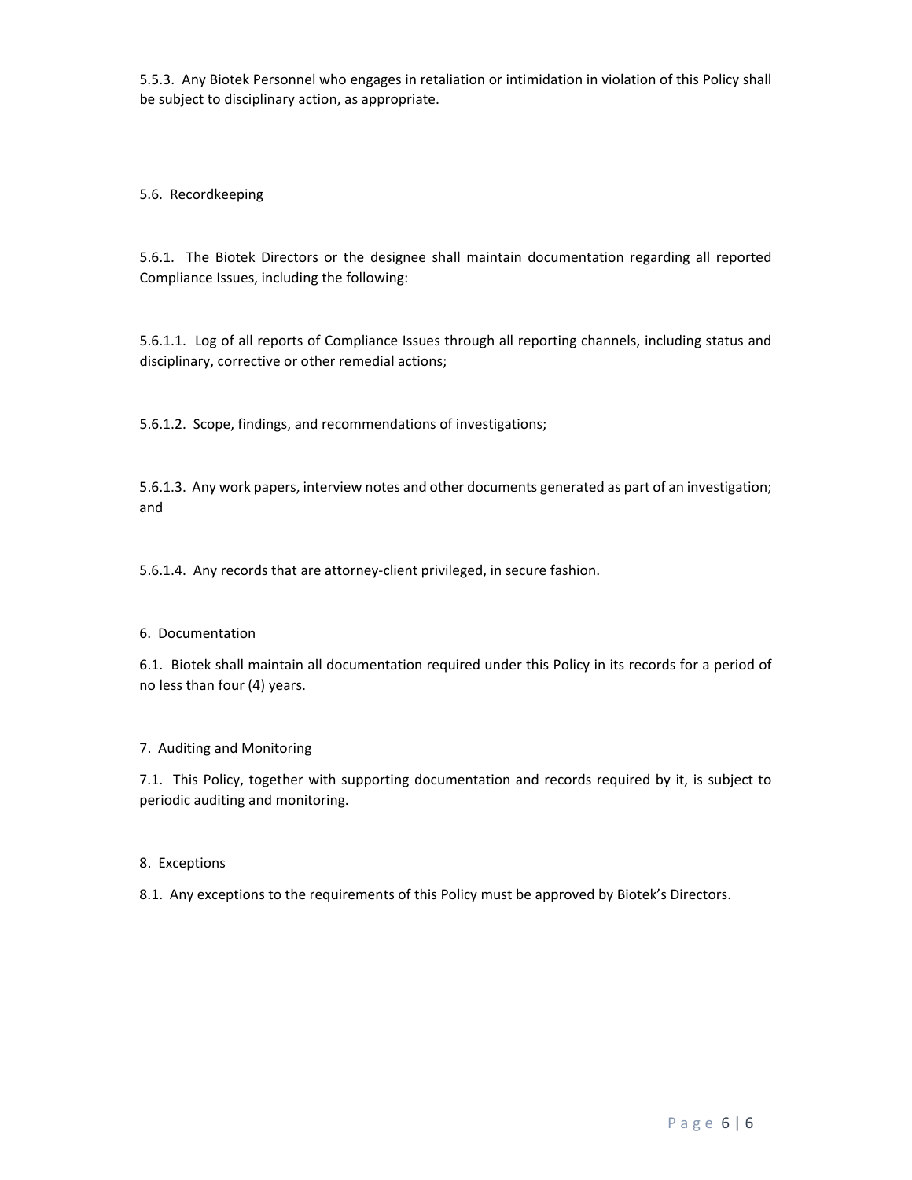5.5.3. Any Biotek Personnel who engages in retaliation or intimidation in violation of this Policy shall be subject to disciplinary action, as appropriate.

5.6. Recordkeeping

5.6.1. The Biotek Directors or the designee shall maintain documentation regarding all reported Compliance Issues, including the following:

5.6.1.1. Log of all reports of Compliance Issues through all reporting channels, including status and disciplinary, corrective or other remedial actions;

5.6.1.2. Scope, findings, and recommendations of investigations;

5.6.1.3. Any work papers, interview notes and other documents generated as part of an investigation; and

5.6.1.4. Any records that are attorney-client privileged, in secure fashion.

6. Documentation

6.1. Biotek shall maintain all documentation required under this Policy in its records for a period of no less than four (4) years.

7. Auditing and Monitoring

7.1. This Policy, together with supporting documentation and records required by it, is subject to periodic auditing and monitoring.

8. Exceptions

8.1. Any exceptions to the requirements of this Policy must be approved by Biotek's Directors.